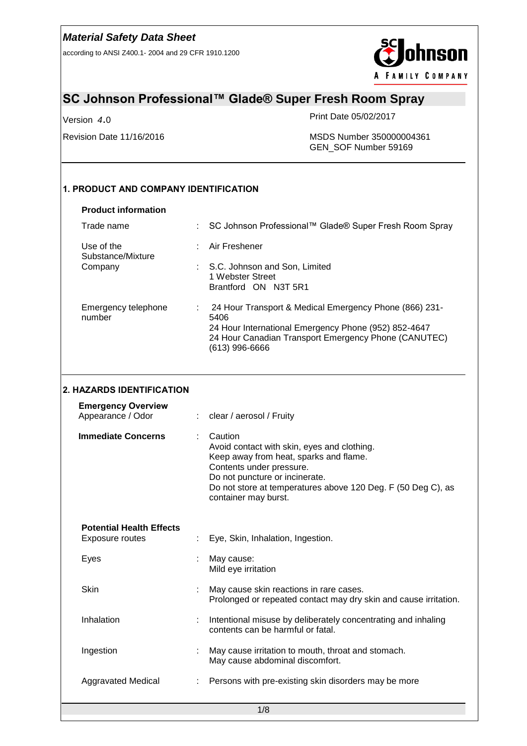*Material Safety Data Sheet*

according to ANSI Z400.1- 2004 and 29 CFR 1910.1200

# SC Johnson Professional™ Glade® Super Fresh Room Spray

Version 4.0

Print Date 05/02/2017

Revision Date 11/16/2016

MSDS Number 350000004361
GEN_SOF Number 59169

## 1. PRODUCT AND COMPANY IDENTIFICATION

**Product information**

| | | |
|---|---|---|
| Trade name | : | SC Johnson Professional™ Glade® Super Fresh Room Spray |
| Use of the Substance/Mixture | : | Air Freshener |
| Company | : | S.C. Johnson and Son, Limited<br>1 Webster Street<br>Brantford ON N3T 5R1 |
| Emergency telephone number | : | 24 Hour Transport & Medical Emergency Phone (866) 231-5406<br>24 Hour International Emergency Phone (952) 852-4647<br>24 Hour Canadian Transport Emergency Phone (CANUTEC) (613) 996-6666 |

## 2. HAZARDS IDENTIFICATION

**Emergency Overview**

| | | |
|---|---|---|
| Appearance / Odor | : | clear / aerosol / Fruity |
| **Immediate Concerns** | : | Caution<br>Avoid contact with skin, eyes and clothing.<br>Keep away from heat, sparks and flame.<br>Contents under pressure.<br>Do not puncture or incinerate.<br>Do not store at temperatures above 120 Deg. F (50 Deg C), as container may burst. |

**Potential Health Effects**

| | | |
|---|---|---|
| Exposure routes | : | Eye, Skin, Inhalation, Ingestion. |
| Eyes | : | May cause:<br>Mild eye irritation |
| Skin | : | May cause skin reactions in rare cases.<br>Prolonged or repeated contact may dry skin and cause irritation. |
| Inhalation | : | Intentional misuse by deliberately concentrating and inhaling contents can be harmful or fatal. |
| Ingestion | : | May cause irritation to mouth, throat and stomach.<br>May cause abdominal discomfort. |
| Aggravated Medical | : | Persons with pre-existing skin disorders may be more |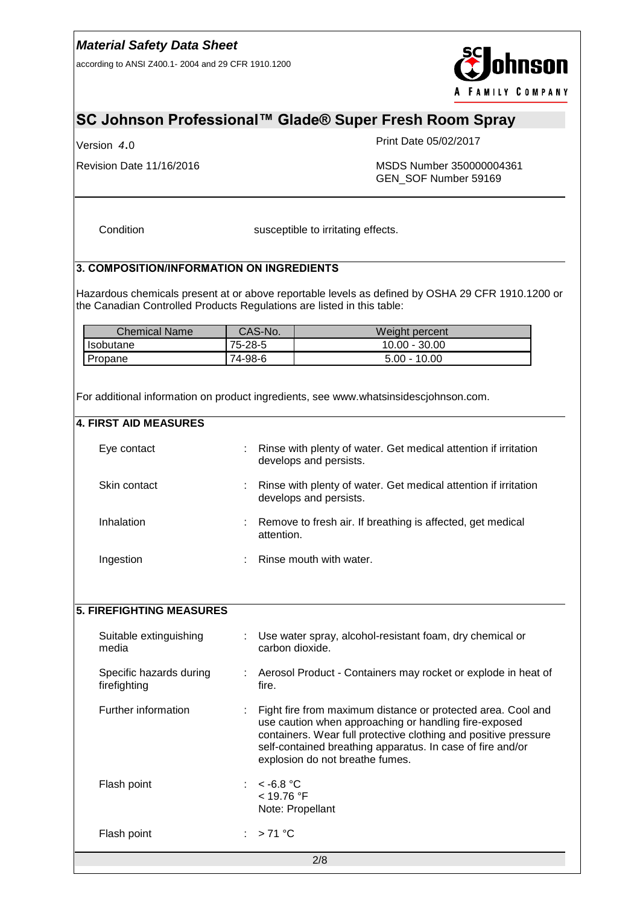| | |
|---|---|
| Condition | susceptible to irritating effects. |

## 3. COMPOSITION/INFORMATION ON INGREDIENTS

Hazardous chemicals present at or above reportable levels as defined by OSHA 29 CFR 1910.1200 or the Canadian Controlled Products Regulations are listed in this table:

| Chemical Name | CAS-No. | Weight percent |
|---|---|---|
| Isobutane | 75-28-5 | 10.00 - 30.00 |
| Propane | 74-98-6 | 5.00 - 10.00 |

For additional information on product ingredients, see www.whatsinsidescjohnson.com.

## 4. FIRST AID MEASURES

| | |
|---|---|
| Eye contact | : Rinse with plenty of water. Get medical attention if irritation develops and persists. |
| Skin contact | : Rinse with plenty of water. Get medical attention if irritation develops and persists. |
| Inhalation | : Remove to fresh air. If breathing is affected, get medical attention. |
| Ingestion | : Rinse mouth with water. |

## 5. FIREFIGHTING MEASURES

| | |
|---|---|
| Suitable extinguishing media | : Use water spray, alcohol-resistant foam, dry chemical or carbon dioxide. |
| Specific hazards during firefighting | : Aerosol Product - Containers may rocket or explode in heat of fire. |
| Further information | : Fight fire from maximum distance or protected area. Cool and use caution when approaching or handling fire-exposed containers. Wear full protective clothing and positive pressure self-contained breathing apparatus. In case of fire and/or explosion do not breathe fumes. |
| Flash point | : < -6.8 °C<br>< 19.76 °F<br>Note: Propellant |
| Flash point | : > 71 °C |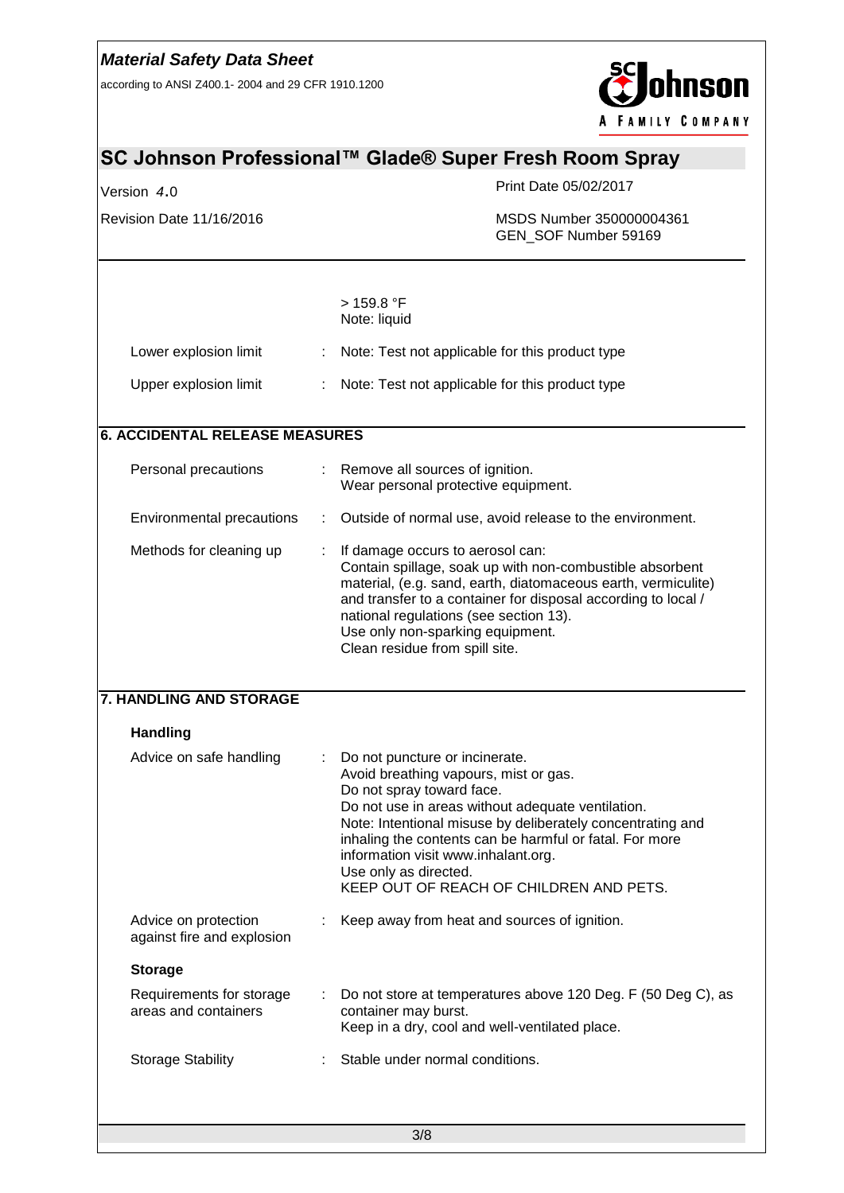| | | |
|---|---|---|
| | | > 159.8 °F<br>Note: liquid |
| Lower explosion limit | : | Note: Test not applicable for this product type |
| Upper explosion limit | : | Note: Test not applicable for this product type |

## 6. ACCIDENTAL RELEASE MEASURES

| | | |
|---|---|---|
| Personal precautions | : | Remove all sources of ignition.<br>Wear personal protective equipment. |
| Environmental precautions | : | Outside of normal use, avoid release to the environment. |
| Methods for cleaning up | : | If damage occurs to aerosol can:<br>Contain spillage, soak up with non-combustible absorbent material, (e.g. sand, earth, diatomaceous earth, vermiculite) and transfer to a container for disposal according to local / national regulations (see section 13).<br>Use only non-sparking equipment.<br>Clean residue from spill site. |

## 7. HANDLING AND STORAGE

### Handling

| | | |
|---|---|---|
| Advice on safe handling | : | Do not puncture or incinerate.<br>Avoid breathing vapours, mist or gas.<br>Do not spray toward face.<br>Do not use in areas without adequate ventilation.<br>Note: Intentional misuse by deliberately concentrating and inhaling the contents can be harmful or fatal. For more information visit www.inhalant.org.<br>Use only as directed.<br>KEEP OUT OF REACH OF CHILDREN AND PETS. |
| Advice on protection against fire and explosion | : | Keep away from heat and sources of ignition. |

### Storage

| | | |
|---|---|---|
| Requirements for storage areas and containers | : | Do not store at temperatures above 120 Deg. F (50 Deg C), as container may burst.<br>Keep in a dry, cool and well-ventilated place. |
| Storage Stability | : | Stable under normal conditions. |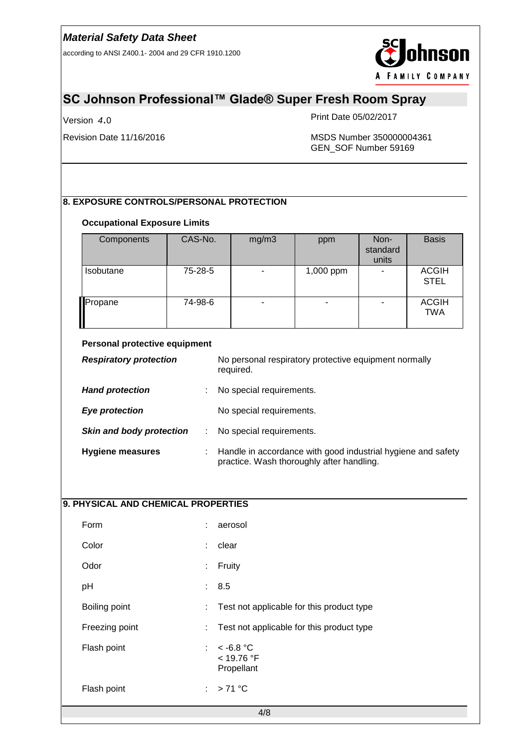## 8. EXPOSURE CONTROLS/PERSONAL PROTECTION

### Occupational Exposure Limits

| Components | CAS-No. | mg/m3 | ppm | Non-standard units | Basis |
|---|---|---|---|---|---|
| Isobutane | 75-28-5 | - | 1,000 ppm | - | ACGIH STEL |
| Propane | 74-98-6 | - | - | - | ACGIH TWA |

### Personal protective equipment

***Respiratory protection*** No personal respiratory protective equipment normally required.

***Hand protection*** : No special requirements.

***Eye protection*** No special requirements.

***Skin and body protection*** : No special requirements.

**Hygiene measures** : Handle in accordance with good industrial hygiene and safety practice. Wash thoroughly after handling.

## 9. PHYSICAL AND CHEMICAL PROPERTIES

| | |
|---|---|
| Form | : aerosol |
| Color | : clear |
| Odor | : Fruity |
| pH | : 8.5 |
| Boiling point | : Test not applicable for this product type |
| Freezing point | : Test not applicable for this product type |
| Flash point | : < -6.8 °C<br>< 19.76 °F<br>Propellant |
| Flash point | : > 71 °C |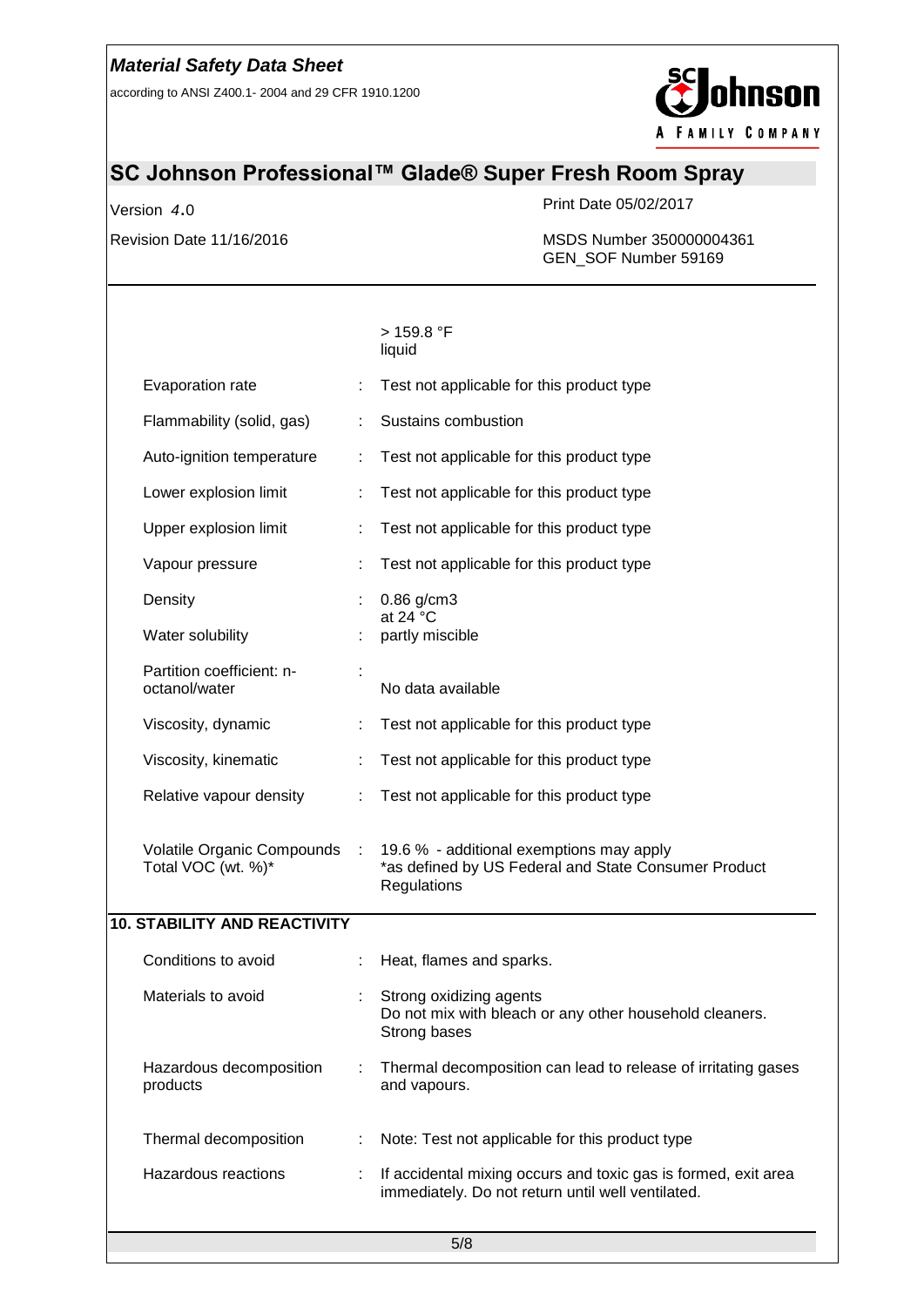| | | |
|---|---|---|
| | | > 159.8 °F<br>liquid |
| Evaporation rate | : | Test not applicable for this product type |
| Flammability (solid, gas) | : | Sustains combustion |
| Auto-ignition temperature | : | Test not applicable for this product type |
| Lower explosion limit | : | Test not applicable for this product type |
| Upper explosion limit | : | Test not applicable for this product type |
| Vapour pressure | : | Test not applicable for this product type |
| Density | : | 0.86 g/cm3<br>at 24 °C |
| Water solubility | : | partly miscible |
| Partition coefficient: n-octanol/water | : | No data available |
| Viscosity, dynamic | : | Test not applicable for this product type |
| Viscosity, kinematic | : | Test not applicable for this product type |
| Relative vapour density | : | Test not applicable for this product type |
| Volatile Organic Compounds Total VOC (wt. %)* | : | 19.6 % - additional exemptions may apply<br>*as defined by US Federal and State Consumer Product Regulations |

## 10. STABILITY AND REACTIVITY

| | | |
|---|---|---|
| Conditions to avoid | : | Heat, flames and sparks. |
| Materials to avoid | : | Strong oxidizing agents<br>Do not mix with bleach or any other household cleaners.<br>Strong bases |
| Hazardous decomposition products | : | Thermal decomposition can lead to release of irritating gases and vapours. |
| Thermal decomposition | : | Note: Test not applicable for this product type |
| Hazardous reactions | : | If accidental mixing occurs and toxic gas is formed, exit area immediately. Do not return until well ventilated. |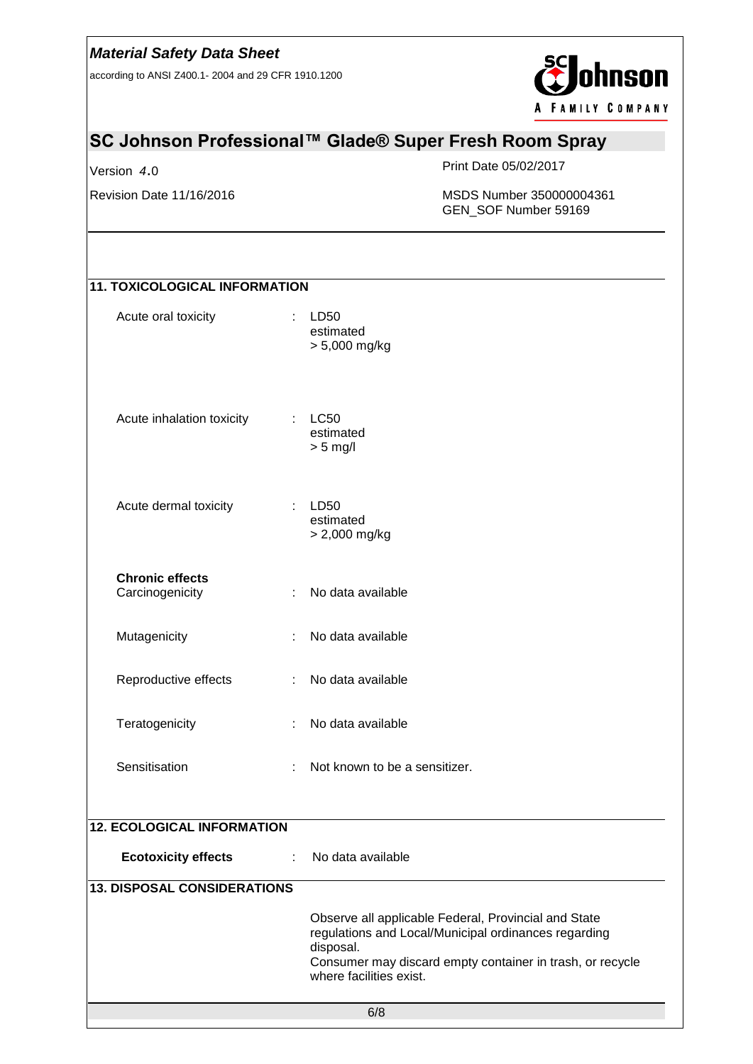## 11. TOXICOLOGICAL INFORMATION

| | | |
|---|---|---|
| Acute oral toxicity | : | LD50<br>estimated<br>> 5,000 mg/kg |
| Acute inhalation toxicity | : | LC50<br>estimated<br>> 5 mg/l |
| Acute dermal toxicity | : | LD50<br>estimated<br>> 2,000 mg/kg |

**Chronic effects**

| | | |
|---|---|---|
| Carcinogenicity | : | No data available |
| Mutagenicity | : | No data available |
| Reproductive effects | : | No data available |
| Teratogenicity | : | No data available |
| Sensitisation | : | Not known to be a sensitizer. |

## 12. ECOLOGICAL INFORMATION

**Ecotoxicity effects** : No data available

## 13. DISPOSAL CONSIDERATIONS

Observe all applicable Federal, Provincial and State regulations and Local/Municipal ordinances regarding disposal.
Consumer may discard empty container in trash, or recycle where facilities exist.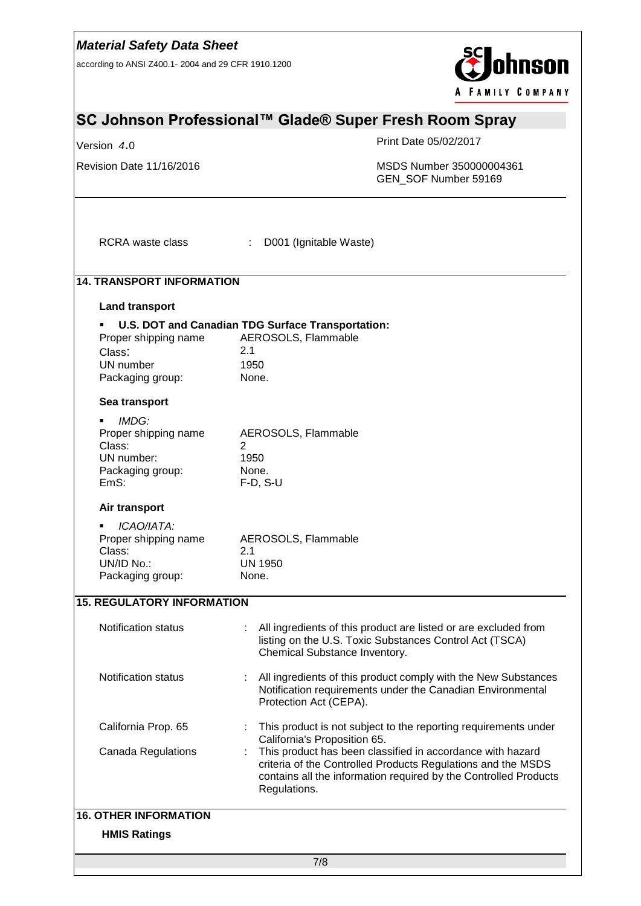RCRA waste class : D001 (Ignitable Waste)

## 14. TRANSPORT INFORMATION

### Land transport

- **U.S. DOT and Canadian TDG Surface Transportation:**

| | |
|---|---|
| Proper shipping name | AEROSOLS, Flammable |
| Class: | 2.1 |
| UN number | 1950 |
| Packaging group: | None. |

### Sea transport

- *IMDG:*

| | |
|---|---|
| Proper shipping name | AEROSOLS, Flammable |
| Class: | 2 |
| UN number: | 1950 |
| Packaging group: | None. |
| EmS: | F-D, S-U |

### Air transport

- *ICAO/IATA:*

| | |
|---|---|
| Proper shipping name | AEROSOLS, Flammable |
| Class: | 2.1 |
| UN/ID No.: | UN 1950 |
| Packaging group: | None. |

## 15. REGULATORY INFORMATION

| | |
|---|---|
| Notification status | : All ingredients of this product are listed or are excluded from listing on the U.S. Toxic Substances Control Act (TSCA) Chemical Substance Inventory. |
| Notification status | : All ingredients of this product comply with the New Substances Notification requirements under the Canadian Environmental Protection Act (CEPA). |
| California Prop. 65 | : This product is not subject to the reporting requirements under California's Proposition 65. |
| Canada Regulations | : This product has been classified in accordance with hazard criteria of the Controlled Products Regulations and the MSDS contains all the information required by the Controlled Products Regulations. |

## 16. OTHER INFORMATION

### HMIS Ratings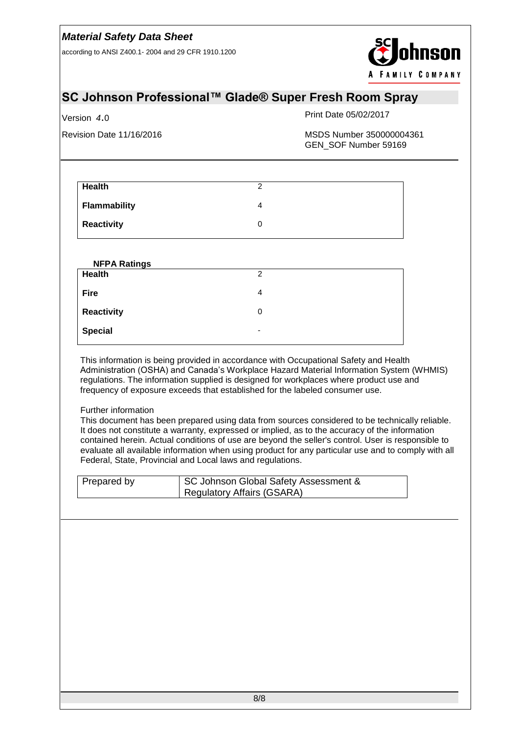| | |
|---|---|
| **Health** | 2 |
| **Flammability** | 4 |
| **Reactivity** | 0 |

**NFPA Ratings**

| | |
|---|---|
| **Health** | 2 |
| **Fire** | 4 |
| **Reactivity** | 0 |
| **Special** | - |

This information is being provided in accordance with Occupational Safety and Health Administration (OSHA) and Canada's Workplace Hazard Material Information System (WHMIS) regulations. The information supplied is designed for workplaces where product use and frequency of exposure exceeds that established for the labeled consumer use.

Further information

This document has been prepared using data from sources considered to be technically reliable. It does not constitute a warranty, expressed or implied, as to the accuracy of the information contained herein. Actual conditions of use are beyond the seller's control. User is responsible to evaluate all available information when using product for any particular use and to comply with all Federal, State, Provincial and Local laws and regulations.

| | |
|---|---|
| Prepared by | SC Johnson Global Safety Assessment & Regulatory Affairs (GSARA) |